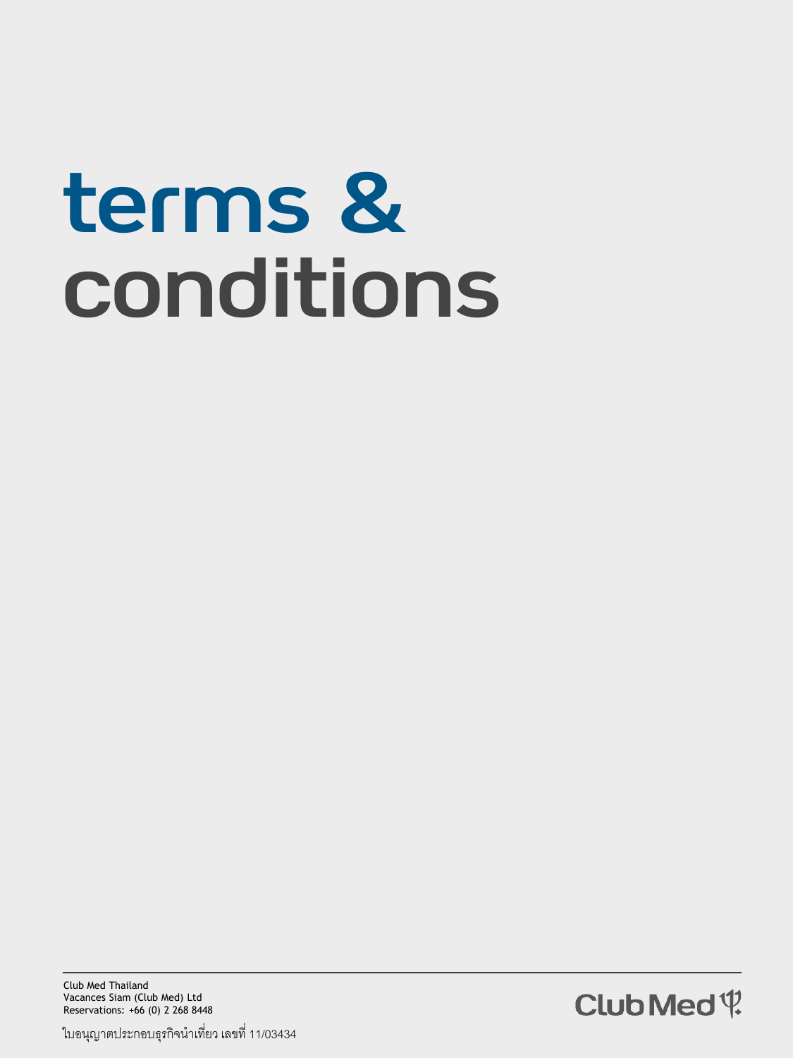# terms & conditions

Club Med Thailand
Vacances Siam (Club Med) Ltd
Reservations: +66 (0) 2 268 8448

ใบอนุญาตประกอบธุรกิจนำเที่ยว เลขที่ 11/03434

Club Med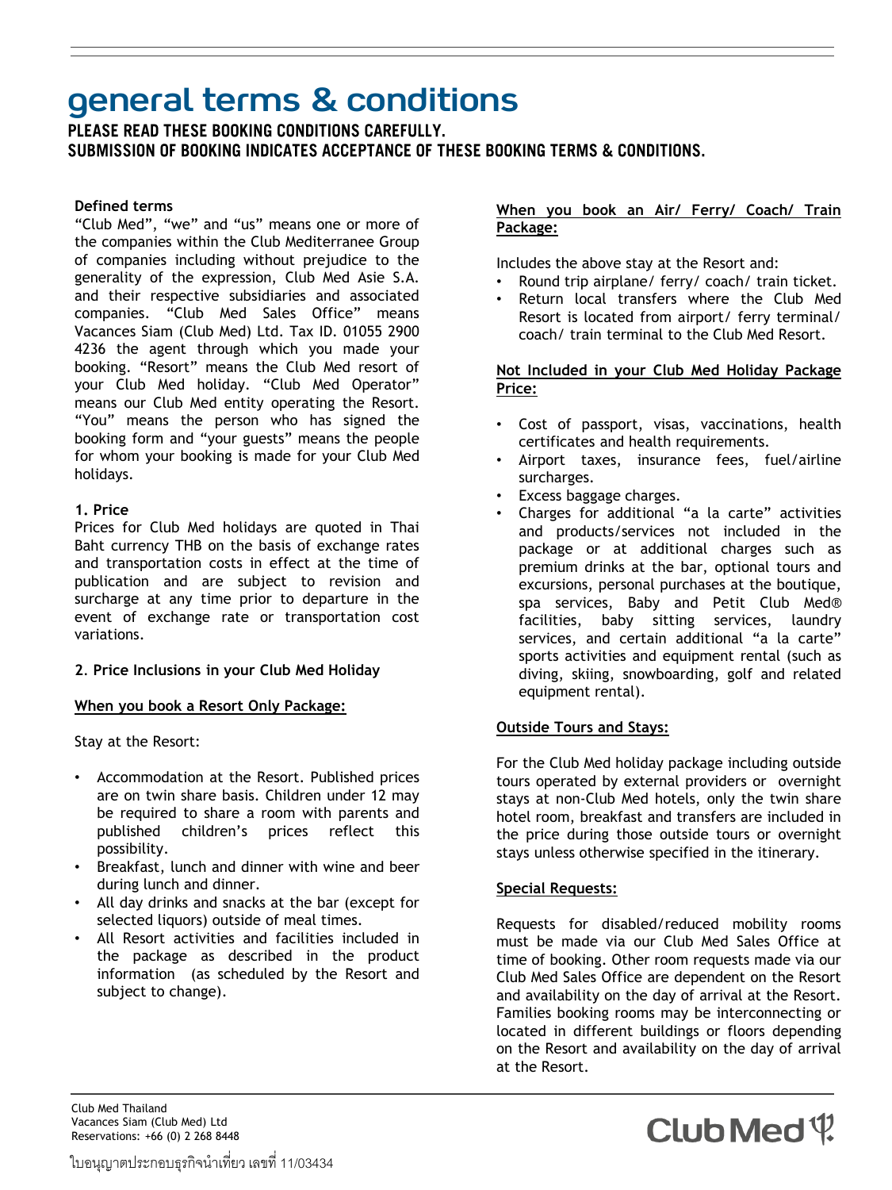# general terms & conditions

**PLEASE READ THESE BOOKING CONDITIONS CAREFULLY.**
**SUBMISSION OF BOOKING INDICATES ACCEPTANCE OF THESE BOOKING TERMS & CONDITIONS.**

**Defined terms**

"Club Med", "we" and "us" means one or more of the companies within the Club Mediterranee Group of companies including without prejudice to the generality of the expression, Club Med Asie S.A. and their respective subsidiaries and associated companies. "Club Med Sales Office" means Vacances Siam (Club Med) Ltd. Tax ID. 01055 2900 4236 the agent through which you made your booking. "Resort" means the Club Med resort of your Club Med holiday. "Club Med Operator" means our Club Med entity operating the Resort. "You" means the person who has signed the booking form and "your guests" means the people for whom your booking is made for your Club Med holidays.

**1. Price**

Prices for Club Med holidays are quoted in Thai Baht currency THB on the basis of exchange rates and transportation costs in effect at the time of publication and are subject to revision and surcharge at any time prior to departure in the event of exchange rate or transportation cost variations.

**2. Price Inclusions in your Club Med Holiday**

**When you book a Resort Only Package:**

Stay at the Resort:

- Accommodation at the Resort. Published prices are on twin share basis. Children under 12 may be required to share a room with parents and published children's prices reflect this possibility.
- Breakfast, lunch and dinner with wine and beer during lunch and dinner.
- All day drinks and snacks at the bar (except for selected liquors) outside of meal times.
- All Resort activities and facilities included in the package as described in the product information (as scheduled by the Resort and subject to change).

**When you book an Air/ Ferry/ Coach/ Train Package:**

Includes the above stay at the Resort and:

- Round trip airplane/ ferry/ coach/ train ticket.
- Return local transfers where the Club Med Resort is located from airport/ ferry terminal/ coach/ train terminal to the Club Med Resort.

**Not Included in your Club Med Holiday Package Price:**

- Cost of passport, visas, vaccinations, health certificates and health requirements.
- Airport taxes, insurance fees, fuel/airline surcharges.
- Excess baggage charges.
- Charges for additional "a la carte" activities and products/services not included in the package or at additional charges such as premium drinks at the bar, optional tours and excursions, personal purchases at the boutique, spa services, Baby and Petit Club Med® facilities, baby sitting services, laundry services, and certain additional "a la carte" sports activities and equipment rental (such as diving, skiing, snowboarding, golf and related equipment rental).

**Outside Tours and Stays:**

For the Club Med holiday package including outside tours operated by external providers or overnight stays at non-Club Med hotels, only the twin share hotel room, breakfast and transfers are included in the price during those outside tours or overnight stays unless otherwise specified in the itinerary.

**Special Requests:**

Requests for disabled/reduced mobility rooms must be made via our Club Med Sales Office at time of booking. Other room requests made via our Club Med Sales Office are dependent on the Resort and availability on the day of arrival at the Resort. Families booking rooms may be interconnecting or located in different buildings or floors depending on the Resort and availability on the day of arrival at the Resort.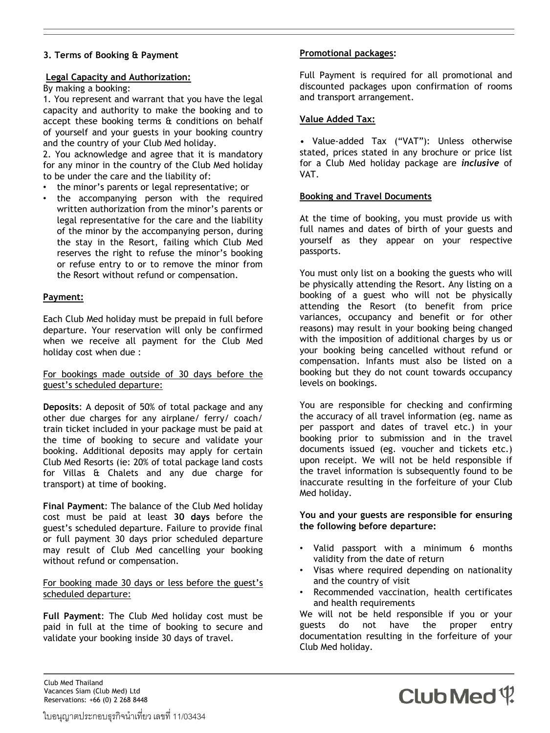### 3. Terms of Booking & Payment

**Legal Capacity and Authorization:**

By making a booking:

1. You represent and warrant that you have the legal capacity and authority to make the booking and to accept these booking terms & conditions on behalf of yourself and your guests in your booking country and the country of your Club Med holiday.
2. You acknowledge and agree that it is mandatory for any minor in the country of the Club Med holiday to be under the care and the liability of:

- the minor's parents or legal representative; or
- the accompanying person with the required written authorization from the minor's parents or legal representative for the care and the liability of the minor by the accompanying person, during the stay in the Resort, failing which Club Med reserves the right to refuse the minor's booking or refuse entry to or to remove the minor from the Resort without refund or compensation.

**Payment:**

Each Club Med holiday must be prepaid in full before departure. Your reservation will only be confirmed when we receive all payment for the Club Med holiday cost when due :

For bookings made outside of 30 days before the guest's scheduled departure:

**Deposits**: A deposit of 50% of total package and any other due charges for any airplane/ ferry/ coach/ train ticket included in your package must be paid at the time of booking to secure and validate your booking. Additional deposits may apply for certain Club Med Resorts (ie: 20% of total package land costs for Villas & Chalets and any due charge for transport) at time of booking.

**Final Payment**: The balance of the Club Med holiday cost must be paid at least **30 days** before the guest's scheduled departure. Failure to provide final or full payment 30 days prior scheduled departure may result of Club Med cancelling your booking without refund or compensation.

For booking made 30 days or less before the guest's scheduled departure:

**Full Payment**: The Club Med holiday cost must be paid in full at the time of booking to secure and validate your booking inside 30 days of travel.

**Promotional packages:**

Full Payment is required for all promotional and discounted packages upon confirmation of rooms and transport arrangement.

**Value Added Tax:**

• Value-added Tax ("VAT"): Unless otherwise stated, prices stated in any brochure or price list for a Club Med holiday package are ***inclusive*** of VAT.

**Booking and Travel Documents**

At the time of booking, you must provide us with full names and dates of birth of your guests and yourself as they appear on your respective passports.

You must only list on a booking the guests who will be physically attending the Resort. Any listing on a booking of a guest who will not be physically attending the Resort (to benefit from price variances, occupancy and benefit or for other reasons) may result in your booking being changed with the imposition of additional charges by us or your booking being cancelled without refund or compensation. Infants must also be listed on a booking but they do not count towards occupancy levels on bookings.

You are responsible for checking and confirming the accuracy of all travel information (eg. name as per passport and dates of travel etc.) in your booking prior to submission and in the travel documents issued (eg. voucher and tickets etc.) upon receipt. We will not be held responsible if the travel information is subsequently found to be inaccurate resulting in the forfeiture of your Club Med holiday.

**You and your guests are responsible for ensuring the following before departure:**

- Valid passport with a minimum 6 months validity from the date of return
- Visas where required depending on nationality and the country of visit
- Recommended vaccination, health certificates and health requirements

We will not be held responsible if you or your guests do not have the proper entry documentation resulting in the forfeiture of your Club Med holiday.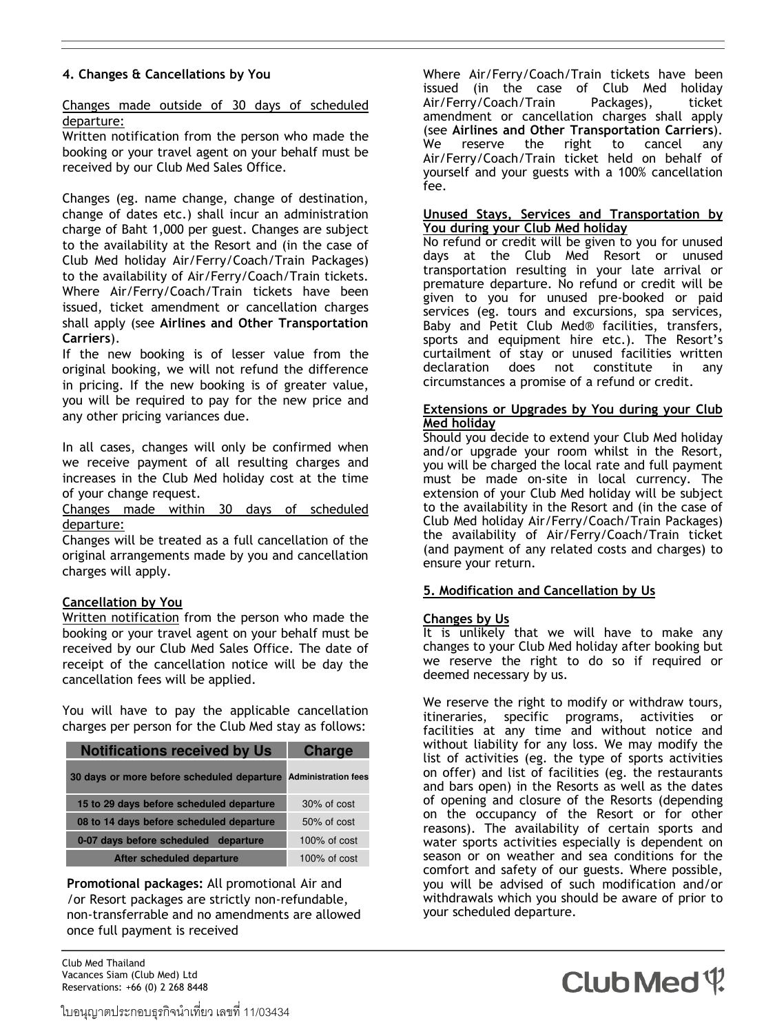## 4. Changes & Cancellations by You

Changes made outside of 30 days of scheduled departure:

Written notification from the person who made the booking or your travel agent on your behalf must be received by our Club Med Sales Office.

Changes (eg. name change, change of destination, change of dates etc.) shall incur an administration charge of Baht 1,000 per guest. Changes are subject to the availability at the Resort and (in the case of Club Med holiday Air/Ferry/Coach/Train Packages) to the availability of Air/Ferry/Coach/Train tickets. Where Air/Ferry/Coach/Train tickets have been issued, ticket amendment or cancellation charges shall apply (see **Airlines and Other Transportation Carriers**).

If the new booking is of lesser value from the original booking, we will not refund the difference in pricing. If the new booking is of greater value, you will be required to pay for the new price and any other pricing variances due.

In all cases, changes will only be confirmed when we receive payment of all resulting charges and increases in the Club Med holiday cost at the time of your change request.

Changes made within 30 days of scheduled departure:

Changes will be treated as a full cancellation of the original arrangements made by you and cancellation charges will apply.

### Cancellation by You

Written notification from the person who made the booking or your travel agent on your behalf must be received by our Club Med Sales Office. The date of receipt of the cancellation notice will be day the cancellation fees will be applied.

You will have to pay the applicable cancellation charges per person for the Club Med stay as follows:

| Notifications received by Us | Charge |
|---|---|
| 30 days or more before scheduled departure | Administration fees |
| 15 to 29 days before scheduled departure | 30% of cost |
| 08 to 14 days before scheduled departure | 50% of cost |
| 0-07 days before scheduled departure | 100% of cost |
| After scheduled departure | 100% of cost |

**Promotional packages:** All promotional Air and /or Resort packages are strictly non-refundable, non-transferrable and no amendments are allowed once full payment is received

Where Air/Ferry/Coach/Train tickets have been issued (in the case of Club Med holiday Air/Ferry/Coach/Train Packages), ticket amendment or cancellation charges shall apply (see **Airlines and Other Transportation Carriers**). We reserve the right to cancel any Air/Ferry/Coach/Train ticket held on behalf of yourself and your guests with a 100% cancellation fee.

### Unused Stays, Services and Transportation by You during your Club Med holiday

No refund or credit will be given to you for unused days at the Club Med Resort or unused transportation resulting in your late arrival or premature departure. No refund or credit will be given to you for unused pre-booked or paid services (eg. tours and excursions, spa services, Baby and Petit Club Med® facilities, transfers, sports and equipment hire etc.). The Resort's curtailment of stay or unused facilities written declaration does not constitute in any circumstances a promise of a refund or credit.

### Extensions or Upgrades by You during your Club Med holiday

Should you decide to extend your Club Med holiday and/or upgrade your room whilst in the Resort, you will be charged the local rate and full payment must be made on-site in local currency. The extension of your Club Med holiday will be subject to the availability in the Resort and (in the case of Club Med holiday Air/Ferry/Coach/Train Packages) the availability of Air/Ferry/Coach/Train ticket (and payment of any related costs and charges) to ensure your return.

## 5. Modification and Cancellation by Us

### Changes by Us

It is unlikely that we will have to make any changes to your Club Med holiday after booking but we reserve the right to do so if required or deemed necessary by us.

We reserve the right to modify or withdraw tours, itineraries, specific programs, activities or facilities at any time and without notice and without liability for any loss. We may modify the list of activities (eg. the type of sports activities on offer) and list of facilities (eg. the restaurants and bars open) in the Resorts as well as the dates of opening and closure of the Resorts (depending on the occupancy of the Resort or for other reasons). The availability of certain sports and water sports activities especially is dependent on season or on weather and sea conditions for the comfort and safety of our guests. Where possible, you will be advised of such modification and/or withdrawals which you should be aware of prior to your scheduled departure.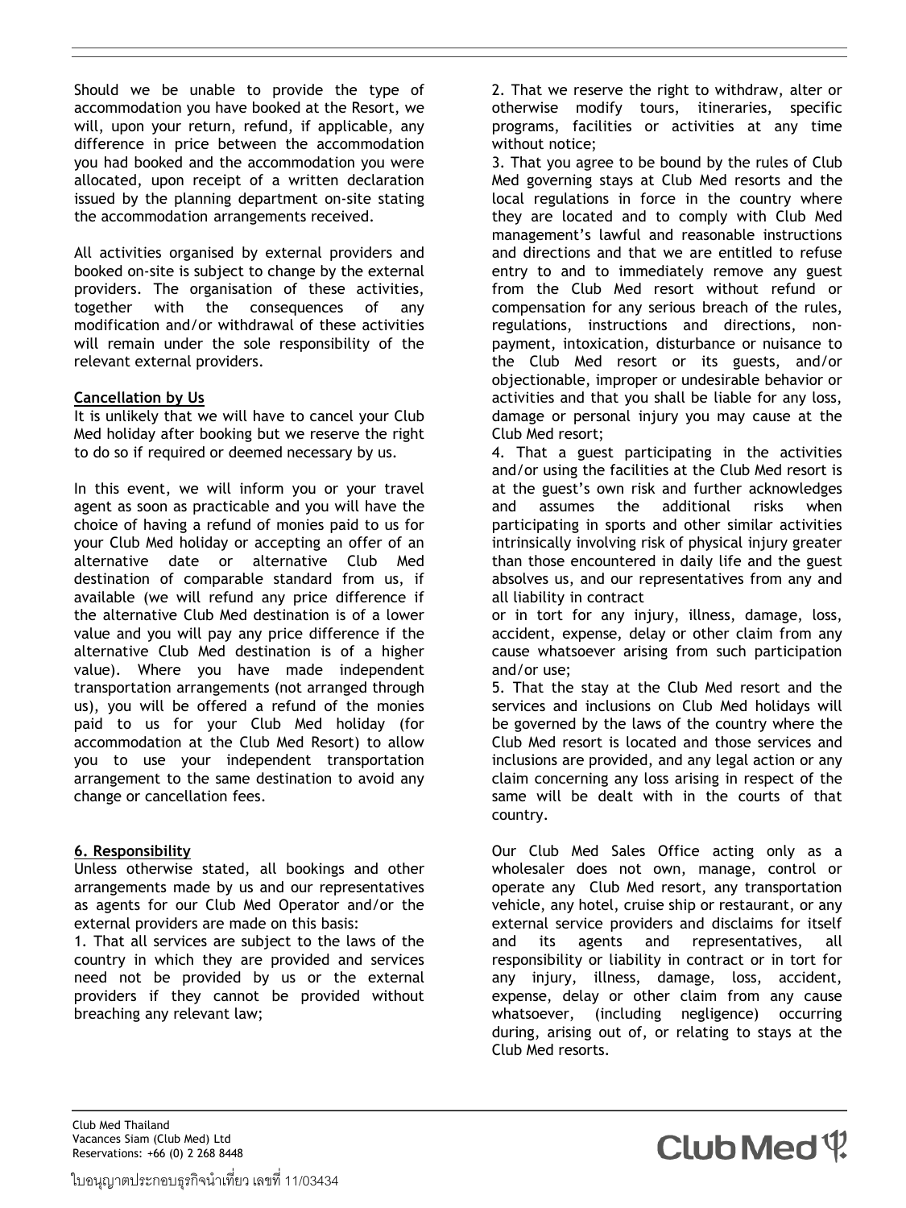Should we be unable to provide the type of accommodation you have booked at the Resort, we will, upon your return, refund, if applicable, any difference in price between the accommodation you had booked and the accommodation you were allocated, upon receipt of a written declaration issued by the planning department on-site stating the accommodation arrangements received.

All activities organised by external providers and booked on-site is subject to change by the external providers. The organisation of these activities, together with the consequences of any modification and/or withdrawal of these activities will remain under the sole responsibility of the relevant external providers.

**Cancellation by Us**

It is unlikely that we will have to cancel your Club Med holiday after booking but we reserve the right to do so if required or deemed necessary by us.

In this event, we will inform you or your travel agent as soon as practicable and you will have the choice of having a refund of monies paid to us for your Club Med holiday or accepting an offer of an alternative date or alternative Club Med destination of comparable standard from us, if available (we will refund any price difference if the alternative Club Med destination is of a lower value and you will pay any price difference if the alternative Club Med destination is of a higher value). Where you have made independent transportation arrangements (not arranged through us), you will be offered a refund of the monies paid to us for your Club Med holiday (for accommodation at the Club Med Resort) to allow you to use your independent transportation arrangement to the same destination to avoid any change or cancellation fees.

## 6. Responsibility

Unless otherwise stated, all bookings and other arrangements made by us and our representatives as agents for our Club Med Operator and/or the external providers are made on this basis:

1. That all services are subject to the laws of the country in which they are provided and services need not be provided by us or the external providers if they cannot be provided without breaching any relevant law;
2. That we reserve the right to withdraw, alter or otherwise modify tours, itineraries, specific programs, facilities or activities at any time without notice;
3. That you agree to be bound by the rules of Club Med governing stays at Club Med resorts and the local regulations in force in the country where they are located and to comply with Club Med management's lawful and reasonable instructions and directions and that we are entitled to refuse entry to and to immediately remove any guest from the Club Med resort without refund or compensation for any serious breach of the rules, regulations, instructions and directions, non-payment, intoxication, disturbance or nuisance to the Club Med resort or its guests, and/or objectionable, improper or undesirable behavior or activities and that you shall be liable for any loss, damage or personal injury you may cause at the Club Med resort;
4. That a guest participating in the activities and/or using the facilities at the Club Med resort is at the guest's own risk and further acknowledges and assumes the additional risks when participating in sports and other similar activities intrinsically involving risk of physical injury greater than those encountered in daily life and the guest absolves us, and our representatives from any and all liability in contract or in tort for any injury, illness, damage, loss, accident, expense, delay or other claim from any cause whatsoever arising from such participation and/or use;
5. That the stay at the Club Med resort and the services and inclusions on Club Med holidays will be governed by the laws of the country where the Club Med resort is located and those services and inclusions are provided, and any legal action or any claim concerning any loss arising in respect of the same will be dealt with in the courts of that country.

Our Club Med Sales Office acting only as a wholesaler does not own, manage, control or operate any Club Med resort, any transportation vehicle, any hotel, cruise ship or restaurant, or any external service providers and disclaims for itself and its agents and representatives, all responsibility or liability in contract or in tort for any injury, illness, damage, loss, accident, expense, delay or other claim from any cause whatsoever, (including negligence) occurring during, arising out of, or relating to stays at the Club Med resorts.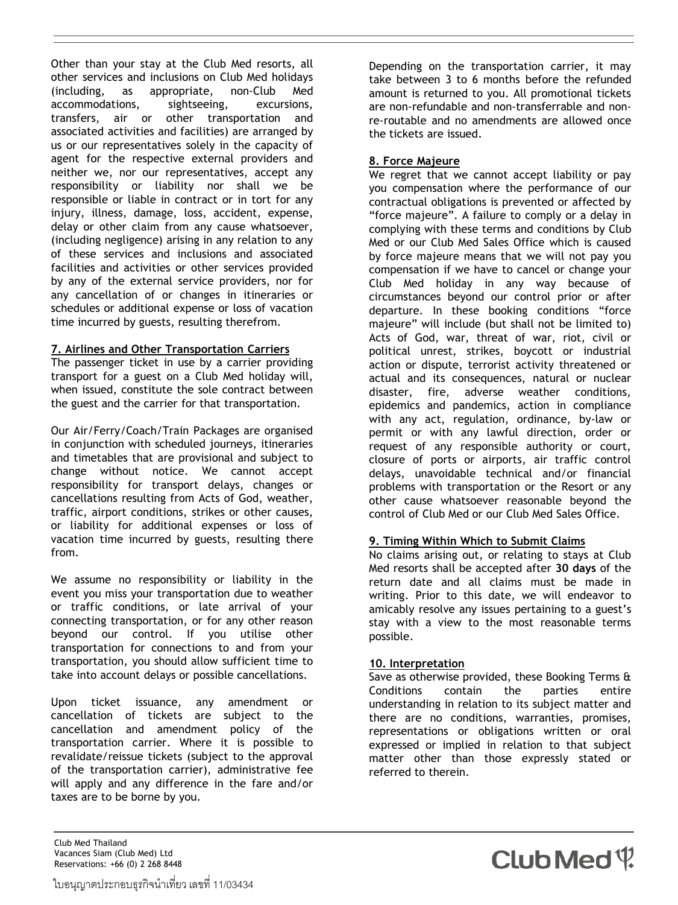Other than your stay at the Club Med resorts, all other services and inclusions on Club Med holidays (including, as appropriate, non-Club Med accommodations, sightseeing, excursions, transfers, air or other transportation and associated activities and facilities) are arranged by us or our representatives solely in the capacity of agent for the respective external providers and neither we, nor our representatives, accept any responsibility or liability nor shall we be responsible or liable in contract or in tort for any injury, illness, damage, loss, accident, expense, delay or other claim from any cause whatsoever, (including negligence) arising in any relation to any of these services and inclusions and associated facilities and activities or other services provided by any of the external service providers, nor for any cancellation of or changes in itineraries or schedules or additional expense or loss of vacation time incurred by guests, resulting therefrom.

**7. Airlines and Other Transportation Carriers**

The passenger ticket in use by a carrier providing transport for a guest on a Club Med holiday will, when issued, constitute the sole contract between the guest and the carrier for that transportation.

Our Air/Ferry/Coach/Train Packages are organised in conjunction with scheduled journeys, itineraries and timetables that are provisional and subject to change without notice. We cannot accept responsibility for transport delays, changes or cancellations resulting from Acts of God, weather, traffic, airport conditions, strikes or other causes, or liability for additional expenses or loss of vacation time incurred by guests, resulting there from.

We assume no responsibility or liability in the event you miss your transportation due to weather or traffic conditions, or late arrival of your connecting transportation, or for any other reason beyond our control. If you utilise other transportation for connections to and from your transportation, you should allow sufficient time to take into account delays or possible cancellations.

Upon ticket issuance, any amendment or cancellation of tickets are subject to the cancellation and amendment policy of the transportation carrier. Where it is possible to revalidate/reissue tickets (subject to the approval of the transportation carrier), administrative fee will apply and any difference in the fare and/or taxes are to be borne by you.

Depending on the transportation carrier, it may take between 3 to 6 months before the refunded amount is returned to you. All promotional tickets are non-refundable and non-transferrable and non-re-routable and no amendments are allowed once the tickets are issued.

**8. Force Majeure**

We regret that we cannot accept liability or pay you compensation where the performance of our contractual obligations is prevented or affected by "force majeure". A failure to comply or a delay in complying with these terms and conditions by Club Med or our Club Med Sales Office which is caused by force majeure means that we will not pay you compensation if we have to cancel or change your Club Med holiday in any way because of circumstances beyond our control prior or after departure. In these booking conditions "force majeure" will include (but shall not be limited to) Acts of God, war, threat of war, riot, civil or political unrest, strikes, boycott or industrial action or dispute, terrorist activity threatened or actual and its consequences, natural or nuclear disaster, fire, adverse weather conditions, epidemics and pandemics, action in compliance with any act, regulation, ordinance, by-law or permit or with any lawful direction, order or request of any responsible authority or court, closure of ports or airports, air traffic control delays, unavoidable technical and/or financial problems with transportation or the Resort or any other cause whatsoever reasonable beyond the control of Club Med or our Club Med Sales Office.

**9. Timing Within Which to Submit Claims**

No claims arising out, or relating to stays at Club Med resorts shall be accepted after **30 days** of the return date and all claims must be made in writing. Prior to this date, we will endeavor to amicably resolve any issues pertaining to a guest's stay with a view to the most reasonable terms possible.

**10. Interpretation**

Save as otherwise provided, these Booking Terms & Conditions contain the parties entire understanding in relation to its subject matter and there are no conditions, warranties, promises, representations or obligations written or oral expressed or implied in relation to that subject matter other than those expressly stated or referred to therein.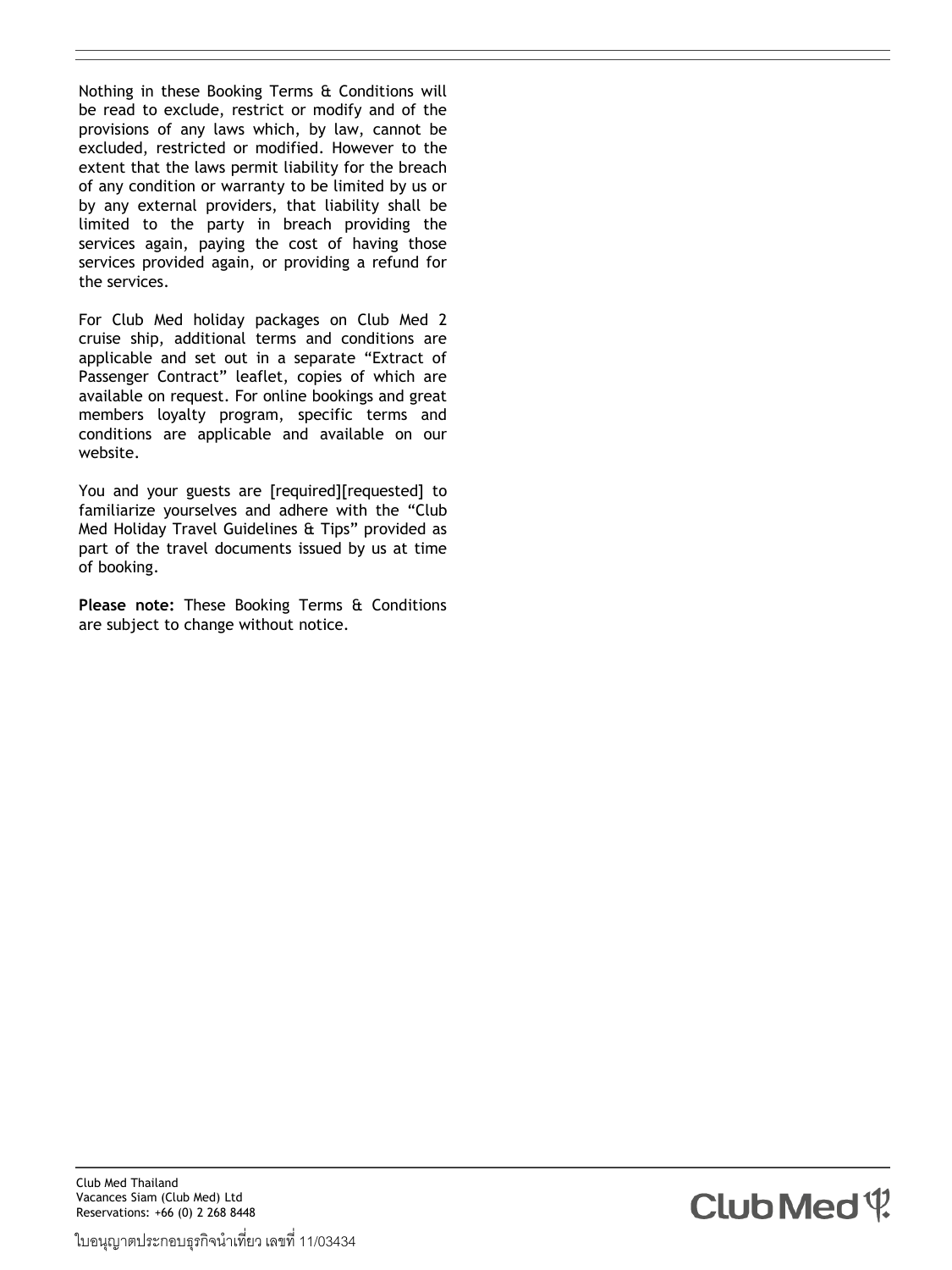Nothing in these Booking Terms & Conditions will be read to exclude, restrict or modify and of the provisions of any laws which, by law, cannot be excluded, restricted or modified. However to the extent that the laws permit liability for the breach of any condition or warranty to be limited by us or by any external providers, that liability shall be limited to the party in breach providing the services again, paying the cost of having those services provided again, or providing a refund for the services.

For Club Med holiday packages on Club Med 2 cruise ship, additional terms and conditions are applicable and set out in a separate "Extract of Passenger Contract" leaflet, copies of which are available on request. For online bookings and great members loyalty program, specific terms and conditions are applicable and available on our website.

You and your guests are [required][requested] to familiarize yourselves and adhere with the "Club Med Holiday Travel Guidelines & Tips" provided as part of the travel documents issued by us at time of booking.

**Please note:** These Booking Terms & Conditions are subject to change without notice.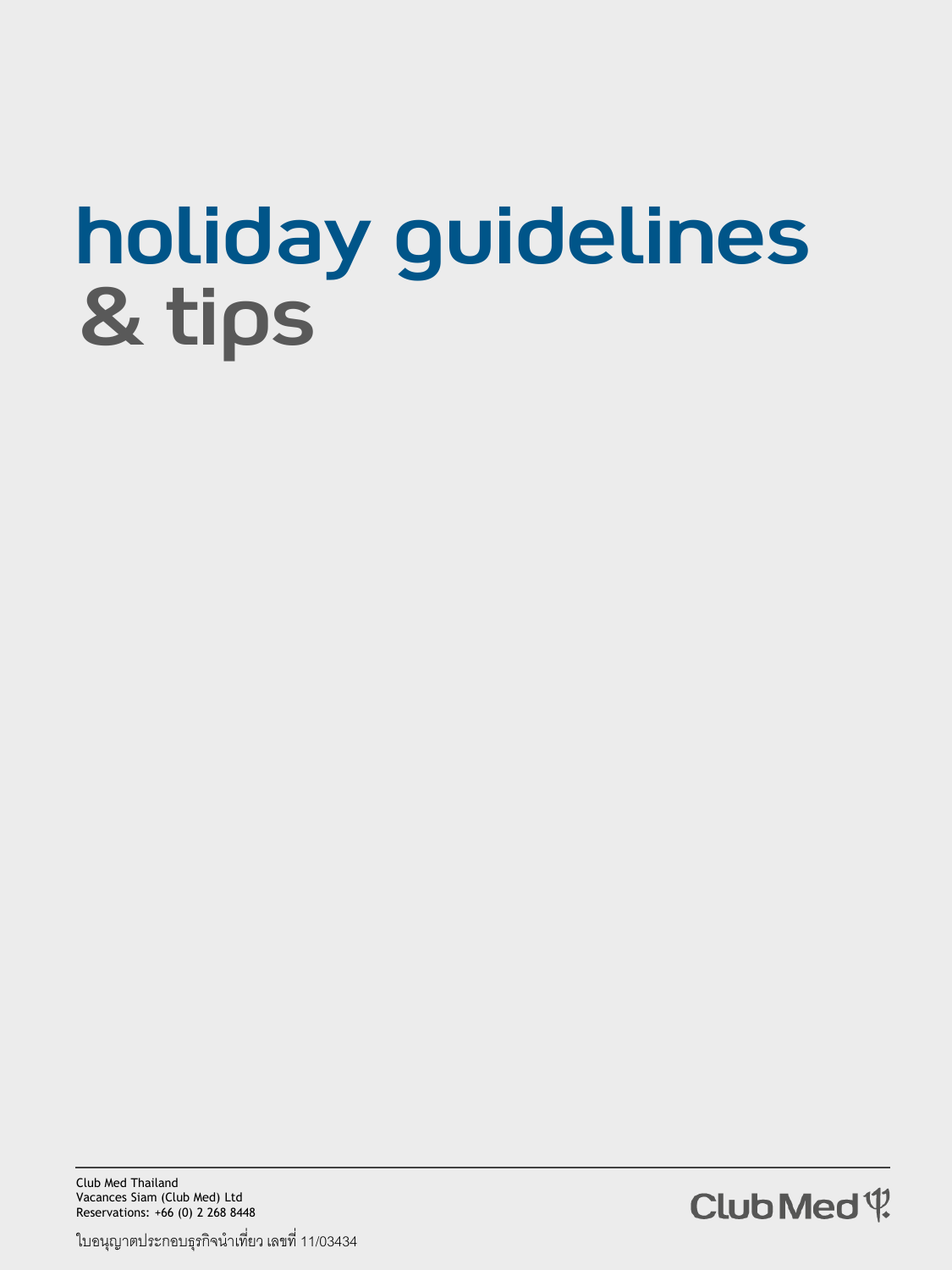# holiday guidelines & tips

Club Med Thailand
Vacances Siam (Club Med) Ltd
Reservations: +66 (0) 2 268 8448

ใบอนุญาตประกอบธุรกิจนำเที่ยว เลขที่ 11/03434

Club Med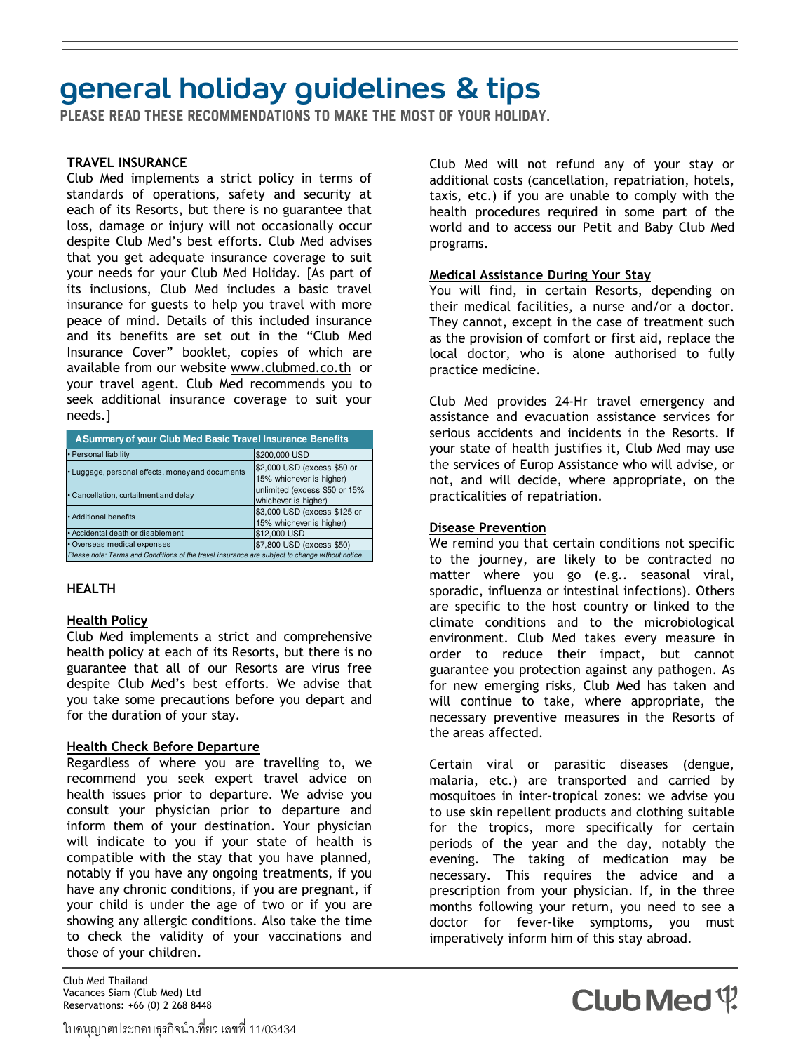# general holiday guidelines & tips

**PLEASE READ THESE RECOMMENDATIONS TO MAKE THE MOST OF YOUR HOLIDAY.**

**TRAVEL INSURANCE**

Club Med implements a strict policy in terms of standards of operations, safety and security at each of its Resorts, but there is no guarantee that loss, damage or injury will not occasionally occur despite Club Med's best efforts. Club Med advises that you get adequate insurance coverage to suit your needs for your Club Med Holiday. [As part of its inclusions, Club Med includes a basic travel insurance for guests to help you travel with more peace of mind. Details of this included insurance and its benefits are set out in the "Club Med Insurance Cover" booklet, copies of which are available from our website www.clubmed.co.th or your travel agent. Club Med recommends you to seek additional insurance coverage to suit your needs.]

| ASummary of your Club Med Basic Travel Insurance Benefits | |
|---|---|
| • Personal liability | $200,000 USD |
| • Luggage, personal effects, money and documents | $2,000 USD (excess $50 or 15% whichever is higher) |
| • Cancellation, curtailment and delay | unlimited (excess $50 or 15% whichever is higher) |
| • Additional benefits | $3,000 USD (excess $125 or 15% whichever is higher) |
| • Accidental death or disablement | $12,000 USD |
| • Overseas medical expenses | $7,800 USD (excess $50) |
| *Please note: Terms and Conditions of the travel insurance are subject to change without notice.* | |

**HEALTH**

**Health Policy**

Club Med implements a strict and comprehensive health policy at each of its Resorts, but there is no guarantee that all of our Resorts are virus free despite Club Med's best efforts. We advise that you take some precautions before you depart and for the duration of your stay.

**Health Check Before Departure**

Regardless of where you are travelling to, we recommend you seek expert travel advice on health issues prior to departure. We advise you consult your physician prior to departure and inform them of your destination. Your physician will indicate to you if your state of health is compatible with the stay that you have planned, notably if you have any ongoing treatments, if you have any chronic conditions, if you are pregnant, if your child is under the age of two or if you are showing any allergic conditions. Also take the time to check the validity of your vaccinations and those of your children.

Club Med will not refund any of your stay or additional costs (cancellation, repatriation, hotels, taxis, etc.) if you are unable to comply with the health procedures required in some part of the world and to access our Petit and Baby Club Med programs.

**Medical Assistance During Your Stay**

You will find, in certain Resorts, depending on their medical facilities, a nurse and/or a doctor. They cannot, except in the case of treatment such as the provision of comfort or first aid, replace the local doctor, who is alone authorised to fully practice medicine.

Club Med provides 24-Hr travel emergency and assistance and evacuation assistance services for serious accidents and incidents in the Resorts. If your state of health justifies it, Club Med may use the services of Europ Assistance who will advise, or not, and will decide, where appropriate, on the practicalities of repatriation.

**Disease Prevention**

We remind you that certain conditions not specific to the journey, are likely to be contracted no matter where you go (e.g.. seasonal viral, sporadic, influenza or intestinal infections). Others are specific to the host country or linked to the climate conditions and to the microbiological environment. Club Med takes every measure in order to reduce their impact, but cannot guarantee you protection against any pathogen. As for new emerging risks, Club Med has taken and will continue to take, where appropriate, the necessary preventive measures in the Resorts of the areas affected.

Certain viral or parasitic diseases (dengue, malaria, etc.) are transported and carried by mosquitoes in inter-tropical zones: we advise you to use skin repellent products and clothing suitable for the tropics, more specifically for certain periods of the year and the day, notably the evening. The taking of medication may be necessary. This requires the advice and a prescription from your physician. If, in the three months following your return, you need to see a doctor for fever-like symptoms, you must imperatively inform him of this stay abroad.

Club Med Thailand
Vacances Siam (Club Med) Ltd
Reservations: +66 (0) 2 268 8448

ใบอนุญาตประกอบธุรกิจนำเที่ยว เลขที่ 11/03434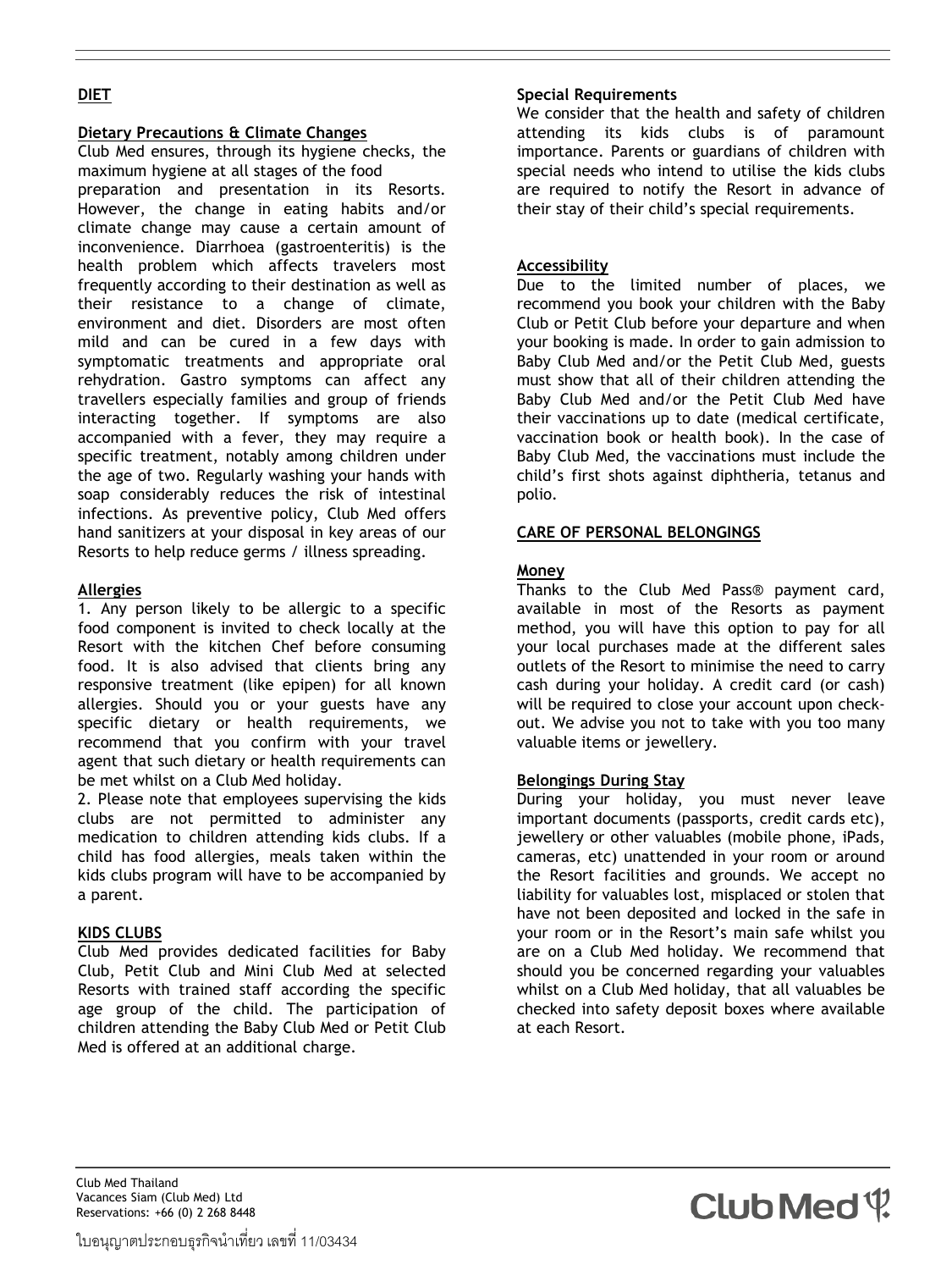## DIET

### Dietary Precautions & Climate Changes

Club Med ensures, through its hygiene checks, the maximum hygiene at all stages of the food preparation and presentation in its Resorts. However, the change in eating habits and/or climate change may cause a certain amount of inconvenience. Diarrhoea (gastroenteritis) is the health problem which affects travelers most frequently according to their destination as well as their resistance to a change of climate, environment and diet. Disorders are most often mild and can be cured in a few days with symptomatic treatments and appropriate oral rehydration. Gastro symptoms can affect any travellers especially families and group of friends interacting together. If symptoms are also accompanied with a fever, they may require a specific treatment, notably among children under the age of two. Regularly washing your hands with soap considerably reduces the risk of intestinal infections. As preventive policy, Club Med offers hand sanitizers at your disposal in key areas of our Resorts to help reduce germs / illness spreading.

### Allergies

1. Any person likely to be allergic to a specific food component is invited to check locally at the Resort with the kitchen Chef before consuming food. It is also advised that clients bring any responsive treatment (like epipen) for all known allergies. Should you or your guests have any specific dietary or health requirements, we recommend that you confirm with your travel agent that such dietary or health requirements can be met whilst on a Club Med holiday.
2. Please note that employees supervising the kids clubs are not permitted to administer any medication to children attending kids clubs. If a child has food allergies, meals taken within the kids clubs program will have to be accompanied by a parent.

## KIDS CLUBS

Club Med provides dedicated facilities for Baby Club, Petit Club and Mini Club Med at selected Resorts with trained staff according the specific age group of the child. The participation of children attending the Baby Club Med or Petit Club Med is offered at an additional charge.

### Special Requirements

We consider that the health and safety of children attending its kids clubs is of paramount importance. Parents or guardians of children with special needs who intend to utilise the kids clubs are required to notify the Resort in advance of their stay of their child's special requirements.

### Accessibility

Due to the limited number of places, we recommend you book your children with the Baby Club or Petit Club before your departure and when your booking is made. In order to gain admission to Baby Club Med and/or the Petit Club Med, guests must show that all of their children attending the Baby Club Med and/or the Petit Club Med have their vaccinations up to date (medical certificate, vaccination book or health book). In the case of Baby Club Med, the vaccinations must include the child's first shots against diphtheria, tetanus and polio.

## CARE OF PERSONAL BELONGINGS

### Money

Thanks to the Club Med Pass® payment card, available in most of the Resorts as payment method, you will have this option to pay for all your local purchases made at the different sales outlets of the Resort to minimise the need to carry cash during your holiday. A credit card (or cash) will be required to close your account upon check-out. We advise you not to take with you too many valuable items or jewellery.

### Belongings During Stay

During your holiday, you must never leave important documents (passports, credit cards etc), jewellery or other valuables (mobile phone, iPads, cameras, etc) unattended in your room or around the Resort facilities and grounds. We accept no liability for valuables lost, misplaced or stolen that have not been deposited and locked in the safe in your room or in the Resort's main safe whilst you are on a Club Med holiday. We recommend that should you be concerned regarding your valuables whilst on a Club Med holiday, that all valuables be checked into safety deposit boxes where available at each Resort.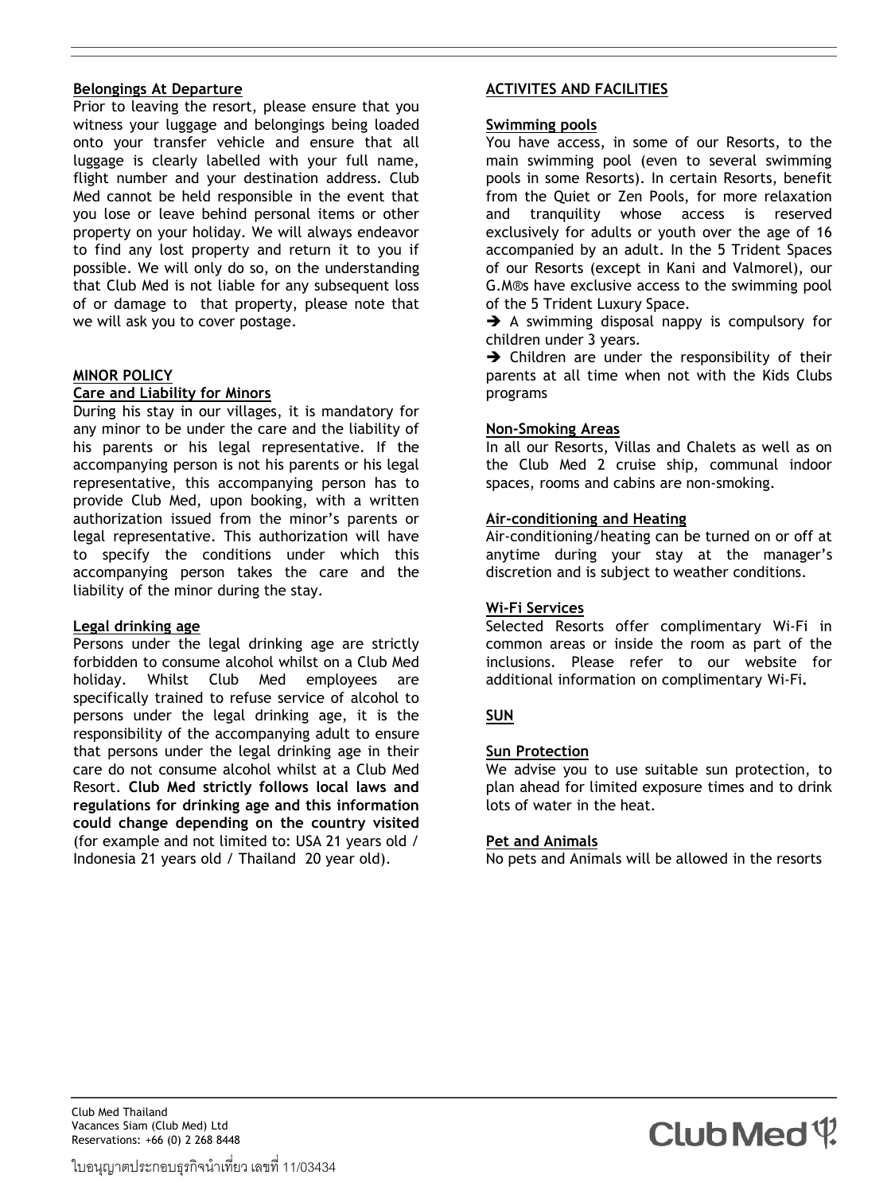**Belongings At Departure**

Prior to leaving the resort, please ensure that you witness your luggage and belongings being loaded onto your transfer vehicle and ensure that all luggage is clearly labelled with your full name, flight number and your destination address. Club Med cannot be held responsible in the event that you lose or leave behind personal items or other property on your holiday. We will always endeavor to find any lost property and return it to you if possible. We will only do so, on the understanding that Club Med is not liable for any subsequent loss of or damage to that property, please note that we will ask you to cover postage.

**MINOR POLICY**

**Care and Liability for Minors**

During his stay in our villages, it is mandatory for any minor to be under the care and the liability of his parents or his legal representative. If the accompanying person is not his parents or his legal representative, this accompanying person has to provide Club Med, upon booking, with a written authorization issued from the minor's parents or legal representative. This authorization will have to specify the conditions under which this accompanying person takes the care and the liability of the minor during the stay.

**Legal drinking age**

Persons under the legal drinking age are strictly forbidden to consume alcohol whilst on a Club Med holiday. Whilst Club Med employees are specifically trained to refuse service of alcohol to persons under the legal drinking age, it is the responsibility of the accompanying adult to ensure that persons under the legal drinking age in their care do not consume alcohol whilst at a Club Med Resort. **Club Med strictly follows local laws and regulations for drinking age and this information could change depending on the country visited** (for example and not limited to: USA 21 years old / Indonesia 21 years old / Thailand 20 year old).

**ACTIVITES AND FACILITIES**

**Swimming pools**

You have access, in some of our Resorts, to the main swimming pool (even to several swimming pools in some Resorts). In certain Resorts, benefit from the Quiet or Zen Pools, for more relaxation and tranquility whose access is reserved exclusively for adults or youth over the age of 16 accompanied by an adult. In the 5 Trident Spaces of our Resorts (except in Kani and Valmorel), our G.M®s have exclusive access to the swimming pool of the 5 Trident Luxury Space.

➔ A swimming disposal nappy is compulsory for children under 3 years.

➔ Children are under the responsibility of their parents at all time when not with the Kids Clubs programs

**Non-Smoking Areas**

In all our Resorts, Villas and Chalets as well as on the Club Med 2 cruise ship, communal indoor spaces, rooms and cabins are non-smoking.

**Air-conditioning and Heating**

Air-conditioning/heating can be turned on or off at anytime during your stay at the manager's discretion and is subject to weather conditions.

**Wi-Fi Services**

Selected Resorts offer complimentary Wi-Fi in common areas or inside the room as part of the inclusions. Please refer to our website for additional information on complimentary Wi-Fi.

**SUN**

**Sun Protection**

We advise you to use suitable sun protection, to plan ahead for limited exposure times and to drink lots of water in the heat.

**Pet and Animals**

No pets and Animals will be allowed in the resorts

Club Med Thailand
Vacances Siam (Club Med) Ltd
Reservations: +66 (0) 2 268 8448

ใบอนุญาตประกอบธุรกิจนำเที่ยว เลขที่ 11/03434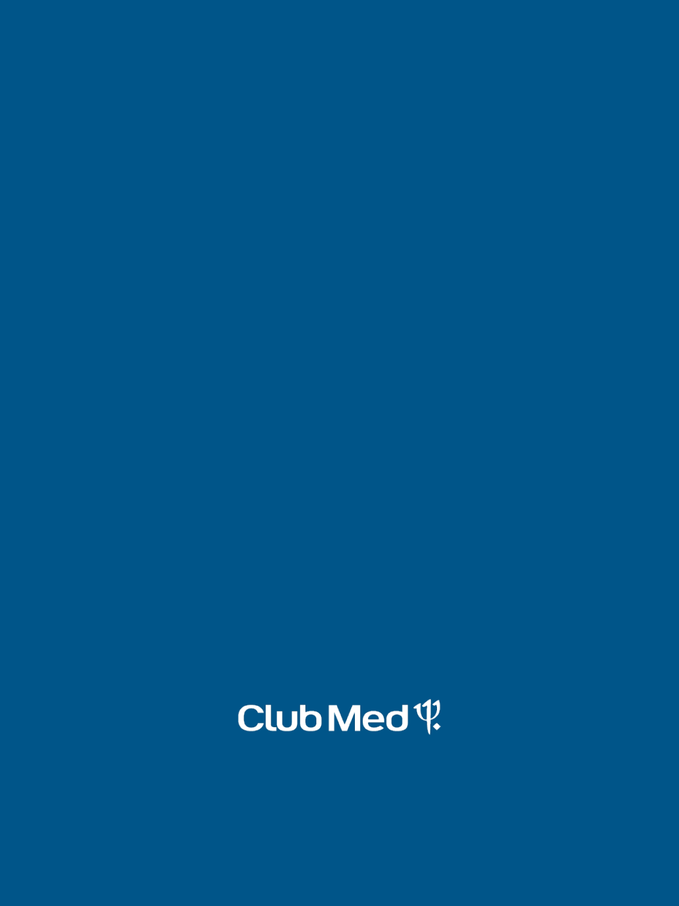Club Med